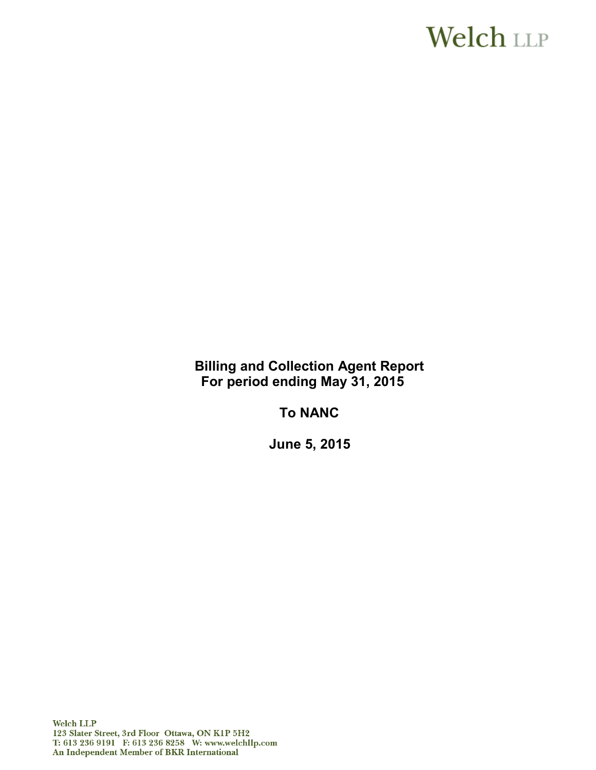Welch LLP

**Billing and Collection Agent Report**
**For period ending May 31, 2015**

**To NANC**

**June 5, 2015**

Welch LLP
123 Slater Street, 3rd Floor Ottawa, ON K1P 5H2
T: 613 236 9191 F: 613 236 8258 W: www.welchllp.com
An Independent Member of BKR International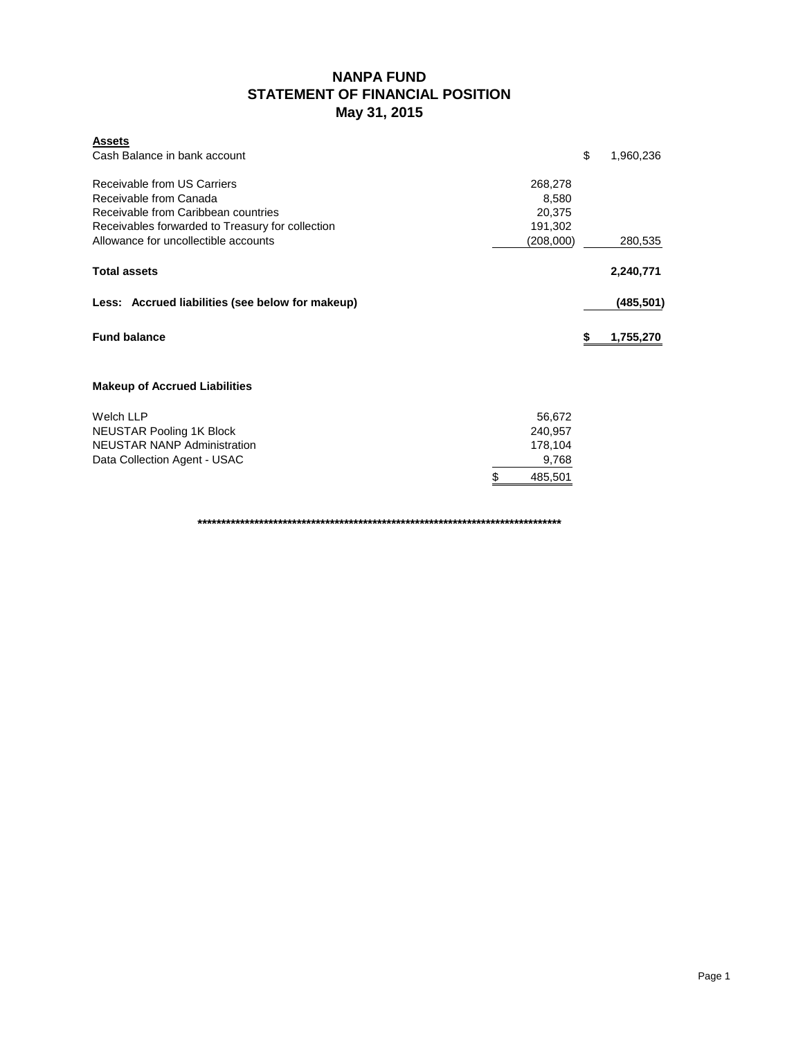# NANPA FUND
## STATEMENT OF FINANCIAL POSITION
### May 31, 2015

| **Assets** | | |
|---|---|---|
| Cash Balance in bank account | | $ 1,960,236 |
| | | |
| Receivable from US Carriers | 268,278 | |
| Receivable from Canada | 8,580 | |
| Receivable from Caribbean countries | 20,375 | |
| Receivables forwarded to Treasury for collection | 191,302 | |
| Allowance for uncollectible accounts | (208,000) | 280,535 |
| | | |
| **Total assets** | | **2,240,771** |
| | | |
| **Less: Accrued liabilities (see below for makeup)** | | **(485,501)** |
| | | |
| **Fund balance** | | **$ 1,755,270** |

**Makeup of Accrued Liabilities**

| | |
|---|---|
| Welch LLP | 56,672 |
| NEUSTAR Pooling 1K Block | 240,957 |
| NEUSTAR NANP Administration | 178,104 |
| Data Collection Agent - USAC | 9,768 |
| | $ 485,501 |

********************************************************************************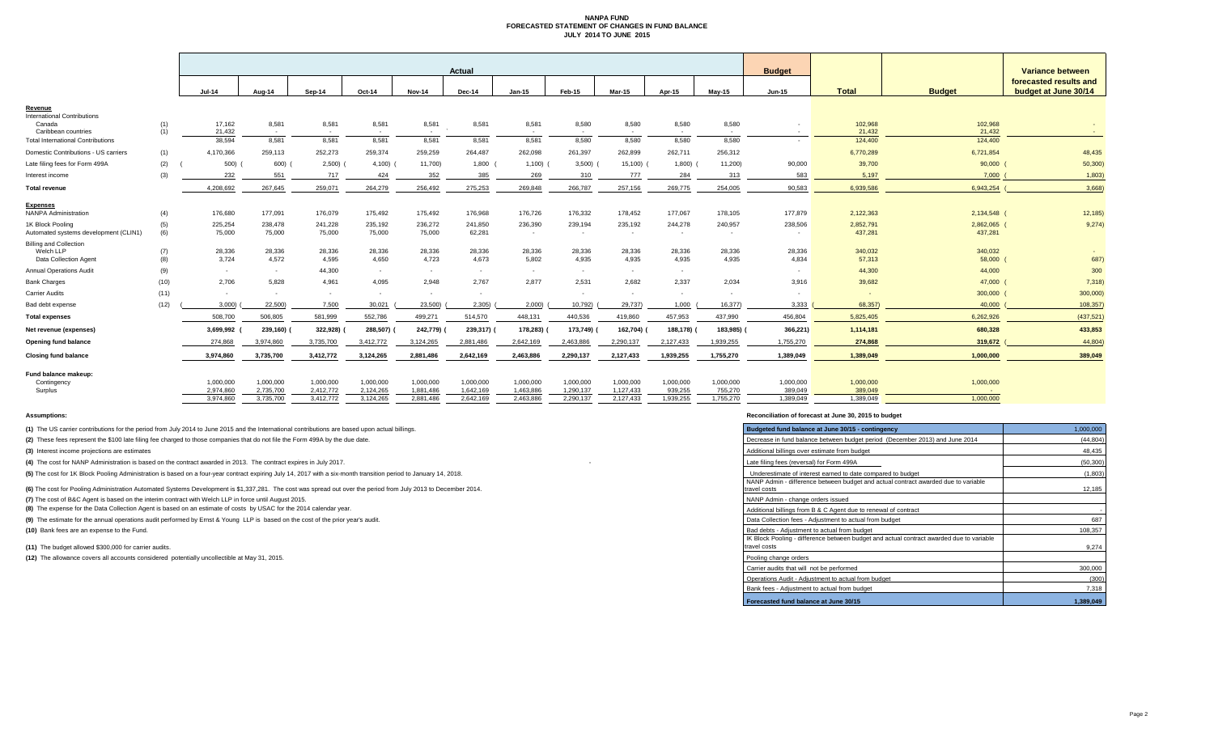# NANPA FUND
## FORECASTED STATEMENT OF CHANGES IN FUND BALANCE
## JULY 2014 TO JUNE 2015

| | | Actual | | | | | | | | | | | Budget | | | |
|---|---|---|---|---|---|---|---|---|---|---|---|---|---|---|---|---|
| | | Jul-14 | Aug-14 | Sep-14 | Oct-14 | Nov-14 | Dec-14 | Jan-15 | Feb-15 | Mar-15 | Apr-15 | May-15 | Jun-15 | Total | Budget | Variance between forecasted results and budget at June 30/14 |
| **Revenue** | | | | | | | | | | | | | | | | |
| International Contributions | | | | | | | | | | | | | | | | |
| Canada | (1) | 17,162 | 8,581 | 8,581 | 8,581 | 8,581 | 8,581 | 8,581 | 8,580 | 8,580 | 8,580 | 8,580 | - | 102,968 | 102,968 | - |
| Caribbean countries | (1) | 21,432 | - | - | - | - | - | - | - | - | - | - | - | 21,432 | 21,432 | - |
| Total International Contributions | | 38,594 | 8,581 | 8,581 | 8,581 | 8,581 | 8,581 | 8,581 | 8,580 | 8,580 | 8,580 | 8,580 | - | 124,400 | 124,400 | |
| Domestic Contributions - US carriers | (1) | 4,170,366 | 259,113 | 252,273 | 259,374 | 259,259 | 264,487 | 262,098 | 261,397 | 262,899 | 262,711 | 256,312 | | 6,770,289 | 6,721,854 | 48,435 |
| Late filing fees for Form 499A | (2) | (500) | (600) | (2,500) | (4,100) | (11,700) | 1,800 | (1,100) | (3,500) | (15,100) | (1,800) | (11,200) | 90,000 | 39,700 | 90,000 | (50,300) |
| Interest income | (3) | 232 | 551 | 717 | 424 | 352 | 385 | 269 | 310 | 777 | 284 | 313 | 583 | 5,197 | 7,000 | (1,803) |
| **Total revenue** | | 4,208,692 | 267,645 | 259,071 | 264,279 | 256,492 | 275,253 | 269,848 | 266,787 | 257,156 | 269,775 | 254,005 | 90,583 | 6,939,586 | 6,943,254 | (3,668) |
| **Expenses** | | | | | | | | | | | | | | | | |
| NANPA Administration | (4) | 176,680 | 177,091 | 176,079 | 175,492 | 175,492 | 176,968 | 176,726 | 176,332 | 178,452 | 177,067 | 178,105 | 177,879 | 2,122,363 | 2,134,548 | (12,185) |
| 1K Block Pooling | (5) | 225,254 | 238,478 | 241,228 | 235,192 | 236,272 | 241,850 | 236,390 | 239,194 | 235,192 | 244,278 | 240,957 | 238,506 | 2,852,791 | 2,862,065 | (9,274) |
| Automated systems development (CLIN1) | (6) | 75,000 | 75,000 | 75,000 | 75,000 | 75,000 | 62,281 | - | - | - | - | - | - | 437,281 | 437,281 | |
| Billing and Collection | | | | | | | | | | | | | | | | |
| Welch LLP | (7) | 28,336 | 28,336 | 28,336 | 28,336 | 28,336 | 28,336 | 28,336 | 28,336 | 28,336 | 28,336 | 28,336 | 28,336 | 340,032 | 340,032 | - |
| Data Collection Agent | (8) | 3,724 | 4,572 | 4,595 | 4,650 | 4,723 | 4,673 | 5,802 | 4,935 | 4,935 | 4,935 | 4,935 | 4,834 | 57,313 | 58,000 | (687) |
| Annual Operations Audit | (9) | - | - | 44,300 | - | - | - | - | - | - | - | - | - | 44,300 | 44,000 | 300 |
| Bank Charges | (10) | 2,706 | 5,828 | 4,961 | 4,095 | 2,948 | 2,767 | 2,877 | 2,531 | 2,682 | 2,337 | 2,034 | 3,916 | 39,682 | 47,000 | (7,318) |
| Carrier Audits | (11) | - | - | - | - | - | - | - | - | - | - | - | - | - | 300,000 | (300,000) |
| Bad debt expense | (12) | (3,000) | (22,500) | 7,500 | 30,021 | (23,500) | (2,305) | (2,000) | (10,792) | (29,737) | 1,000 | (16,377) | 3,333 | (68,357) | 40,000 | (108,357) |
| **Total expenses** | | 508,700 | 506,805 | 581,999 | 552,786 | 499,271 | 514,570 | 448,131 | 440,536 | 419,860 | 457,953 | 437,990 | 456,804 | 5,825,405 | 6,262,926 | (437,521) |
| **Net revenue (expenses)** | | 3,699,992 | (239,160) | (322,928) | (288,507) | (242,779) | (239,317) | (178,283) | (173,749) | (162,704) | (188,178) | (183,985) | (366,221) | 1,114,181 | 680,328 | 433,853 |
| **Opening fund balance** | | 274,868 | 3,974,860 | 3,735,700 | 3,412,772 | 3,124,265 | 2,881,486 | 2,642,169 | 2,463,886 | 2,290,137 | 2,127,433 | 1,939,255 | 1,755,270 | 274,868 | 319,672 | (44,804) |
| **Closing fund balance** | | 3,974,860 | 3,735,700 | 3,412,772 | 3,124,265 | 2,881,486 | 2,642,169 | 2,463,886 | 2,290,137 | 2,127,433 | 1,939,255 | 1,755,270 | 1,389,049 | 1,389,049 | 1,000,000 | 389,049 |
| **Fund balance makeup:** | | | | | | | | | | | | | | | | |
| Contingency | | 1,000,000 | 1,000,000 | 1,000,000 | 1,000,000 | 1,000,000 | 1,000,000 | 1,000,000 | 1,000,000 | 1,000,000 | 1,000,000 | 1,000,000 | 1,000,000 | 1,000,000 | 1,000,000 | |
| Surplus | | 2,974,860 | 2,735,700 | 2,412,772 | 2,124,265 | 1,881,486 | 1,642,169 | 1,463,886 | 1,290,137 | 1,127,433 | 939,255 | 755,270 | 389,049 | 389,049 | - | |
| | | 3,974,860 | 3,735,700 | 3,412,772 | 3,124,265 | 2,881,486 | 2,642,169 | 2,463,886 | 2,290,137 | 2,127,433 | 1,939,255 | 1,755,270 | 1,389,049 | 1,389,049 | 1,000,000 | |

**Assumptions:**

**(1)** The US carrier contributions for the period from July 2014 to June 2015 and the International contributions are based upon actual billings.

**(2)** These fees represent the $100 late filing fee charged to those companies that do not file the Form 499A by the due date.

**(3)** Interest income projections are estimates

**(4)** The cost for NANP Administration is based on the contract awarded in 2013. The contract expires in July 2017.

**(5)** The cost for 1K Block Pooling Administration is based on a four-year contract expiring July 14, 2017 with a six-month transition period to January 14, 2018.

**(6)** The cost for Pooling Administration Automated Systems Development is $1,337,281. The cost was spread out over the period from July 2013 to December 2014.

**(7)** The cost of B&C Agent is based on the interim contract with Welch LLP in force until August 2015.

**(8)** The expense for the Data Collection Agent is based on an estimate of costs by USAC for the 2014 calendar year.

**(9)** The estimate for the annual operations audit performed by Ernst & Young LLP is based on the cost of the prior year's audit.

**(10)** Bank fees are an expense to the Fund.

**(11)** The budget allowed $300,000 for carrier audits.

**(12)** The allowance covers all accounts considered potentially uncollectible at May 31, 2015.

**Reconciliation of forecast at June 30, 2015 to budget**

| | |
|---|---|
| Budgeted fund balance at June 30/15 - contingency | 1,000,000 |
| Decrease in fund balance between budget period (December 2013) and June 2014 | (44,804) |
| Additional billings over estimate from budget | 48,435 |
| Late filing fees (reversal) for Form 499A | (50,300) |
| Underestimate of interest earned to date compared to budget | (1,803) |
| NANP Admin - difference between budget and actual contract awarded due to variable travel costs | 12,185 |
| NANP Admin - change orders issued | |
| Additional billings from B & C Agent due to renewal of contract | - |
| Data Collection fees - Adjustment to actual from budget | 687 |
| Bad debts - Adjustment to actual from budget | 108,357 |
| IK Block Pooling - difference between budget and actual contract awarded due to variable travel costs | 9,274 |
| Pooling change orders | |
| Carrier audits that will not be performed | 300,000 |
| Operations Audit - Adjustment to actual from budget | (300) |
| Bank fees - Adjustment to actual from budget | 7,318 |
| **Forecasted fund balance at June 30/15** | **1,389,049** |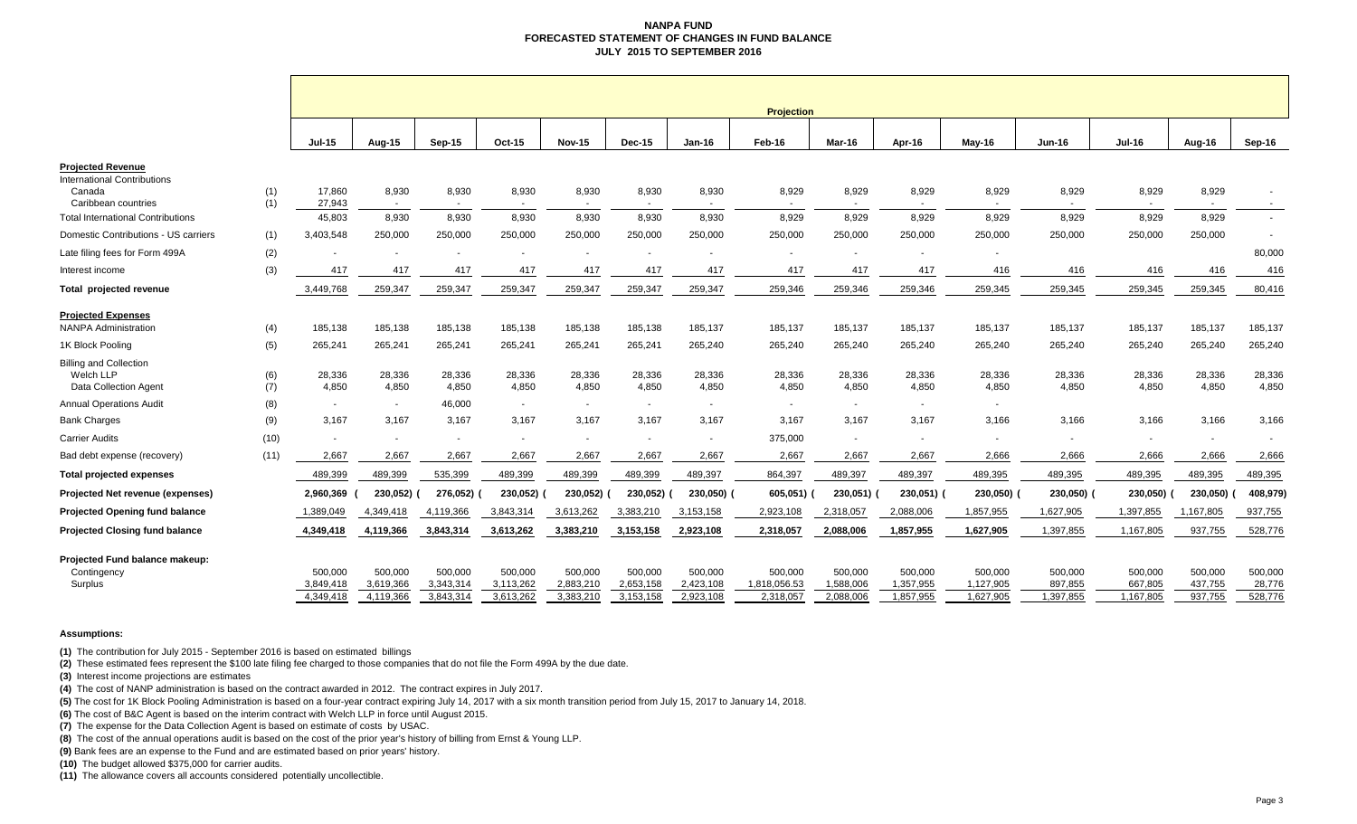# NANPA FUND
## FORECASTED STATEMENT OF CHANGES IN FUND BALANCE
### JULY 2015 TO SEPTEMBER 2016

| | | Projection | | | | | | | | | | | | | | |
|---|---|---|---|---|---|---|---|---|---|---|---|---|---|---|---|---|
| | | Jul-15 | Aug-15 | Sep-15 | Oct-15 | Nov-15 | Dec-15 | Jan-16 | Feb-16 | Mar-16 | Apr-16 | May-16 | Jun-16 | Jul-16 | Aug-16 | Sep-16 |
| **Projected Revenue** | | | | | | | | | | | | | | | | |
| International Contributions | | | | | | | | | | | | | | | | |
| Canada | (1) | 17,860 | 8,930 | 8,930 | 8,930 | 8,930 | 8,930 | 8,930 | 8,929 | 8,929 | 8,929 | 8,929 | 8,929 | 8,929 | 8,929 | - |
| Caribbean countries | (1) | 27,943 | - | - | - | - | - | - | - | - | - | - | - | - | - | - |
| Total International Contributions | | 45,803 | 8,930 | 8,930 | 8,930 | 8,930 | 8,930 | 8,930 | 8,929 | 8,929 | 8,929 | 8,929 | 8,929 | 8,929 | 8,929 | - |
| Domestic Contributions - US carriers | (1) | 3,403,548 | 250,000 | 250,000 | 250,000 | 250,000 | 250,000 | 250,000 | 250,000 | 250,000 | 250,000 | 250,000 | 250,000 | 250,000 | 250,000 | - |
| Late filing fees for Form 499A | (2) | - | - | - | - | - | - | - | - | - | - | - | | | | 80,000 |
| Interest income | (3) | 417 | 417 | 417 | 417 | 417 | 417 | 417 | 417 | 417 | 417 | 416 | 416 | 416 | 416 | 416 |
| **Total projected revenue** | | 3,449,768 | 259,347 | 259,347 | 259,347 | 259,347 | 259,347 | 259,347 | 259,346 | 259,346 | 259,346 | 259,345 | 259,345 | 259,345 | 259,345 | 80,416 |
| **Projected Expenses** | | | | | | | | | | | | | | | | |
| NANPA Administration | (4) | 185,138 | 185,138 | 185,138 | 185,138 | 185,138 | 185,138 | 185,137 | 185,137 | 185,137 | 185,137 | 185,137 | 185,137 | 185,137 | 185,137 | 185,137 |
| 1K Block Pooling | (5) | 265,241 | 265,241 | 265,241 | 265,241 | 265,241 | 265,241 | 265,240 | 265,240 | 265,240 | 265,240 | 265,240 | 265,240 | 265,240 | 265,240 | 265,240 |
| Billing and Collection | | | | | | | | | | | | | | | | |
| Welch LLP | (6) | 28,336 | 28,336 | 28,336 | 28,336 | 28,336 | 28,336 | 28,336 | 28,336 | 28,336 | 28,336 | 28,336 | 28,336 | 28,336 | 28,336 | 28,336 |
| Data Collection Agent | (7) | 4,850 | 4,850 | 4,850 | 4,850 | 4,850 | 4,850 | 4,850 | 4,850 | 4,850 | 4,850 | 4,850 | 4,850 | 4,850 | 4,850 | 4,850 |
| Annual Operations Audit | (8) | - | - | 46,000 | - | - | - | - | - | - | - | - | | | | |
| Bank Charges | (9) | 3,167 | 3,167 | 3,167 | 3,167 | 3,167 | 3,167 | 3,167 | 3,167 | 3,167 | 3,167 | 3,166 | 3,166 | 3,166 | 3,166 | 3,166 |
| Carrier Audits | (10) | - | - | - | - | - | - | - | 375,000 | - | - | - | - | - | - | - |
| Bad debt expense (recovery) | (11) | 2,667 | 2,667 | 2,667 | 2,667 | 2,667 | 2,667 | 2,667 | 2,667 | 2,667 | 2,667 | 2,666 | 2,666 | 2,666 | 2,666 | 2,666 |
| **Total projected expenses** | | 489,399 | 489,399 | 535,399 | 489,399 | 489,399 | 489,399 | 489,397 | 864,397 | 489,397 | 489,397 | 489,395 | 489,395 | 489,395 | 489,395 | 489,395 |
| **Projected Net revenue (expenses)** | | 2,960,369 | (230,052) | (276,052) | (230,052) | (230,052) | (230,052) | (230,050) | (605,051) | (230,051) | (230,051) | (230,050) | (230,050) | (230,050) | (230,050) | (408,979) |
| **Projected Opening fund balance** | | 1,389,049 | 4,349,418 | 4,119,366 | 3,843,314 | 3,613,262 | 3,383,210 | 3,153,158 | 2,923,108 | 2,318,057 | 2,088,006 | 1,857,955 | 1,627,905 | 1,397,855 | 1,167,805 | 937,755 |
| **Projected Closing fund balance** | | 4,349,418 | 4,119,366 | 3,843,314 | 3,613,262 | 3,383,210 | 3,153,158 | 2,923,108 | 2,318,057 | 2,088,006 | 1,857,955 | 1,627,905 | 1,397,855 | 1,167,805 | 937,755 | 528,776 |
| **Projected Fund balance makeup:** | | | | | | | | | | | | | | | | |
| Contingency | | 500,000 | 500,000 | 500,000 | 500,000 | 500,000 | 500,000 | 500,000 | 500,000 | 500,000 | 500,000 | 500,000 | 500,000 | 500,000 | 500,000 | 500,000 |
| Surplus | | 3,849,418 | 3,619,366 | 3,343,314 | 3,113,262 | 2,883,210 | 2,653,158 | 2,423,108 | 1,818,056.53 | 1,588,006 | 1,357,955 | 1,127,905 | 897,855 | 667,805 | 437,755 | 28,776 |
| | | 4,349,418 | 4,119,366 | 3,843,314 | 3,613,262 | 3,383,210 | 3,153,158 | 2,923,108 | 2,318,057 | 2,088,006 | 1,857,955 | 1,627,905 | 1,397,855 | 1,167,805 | 937,755 | 528,776 |

**Assumptions:**

**(1)** The contribution for July 2015 - September 2016 is based on estimated billings

**(2)** These estimated fees represent the $100 late filing fee charged to those companies that do not file the Form 499A by the due date.

**(3)** Interest income projections are estimates

**(4)** The cost of NANP administration is based on the contract awarded in 2012. The contract expires in July 2017.

**(5)** The cost for 1K Block Pooling Administration is based on a four-year contract expiring July 14, 2017 with a six month transition period from July 15, 2017 to January 14, 2018.

**(6)** The cost of B&C Agent is based on the interim contract with Welch LLP in force until August 2015.

**(7)** The expense for the Data Collection Agent is based on estimate of costs by USAC.

**(8)** The cost of the annual operations audit is based on the cost of the prior year's history of billing from Ernst & Young LLP.

**(9)** Bank fees are an expense to the Fund and are estimated based on prior years' history.

**(10)** The budget allowed $375,000 for carrier audits.

**(11)** The allowance covers all accounts considered potentially uncollectible.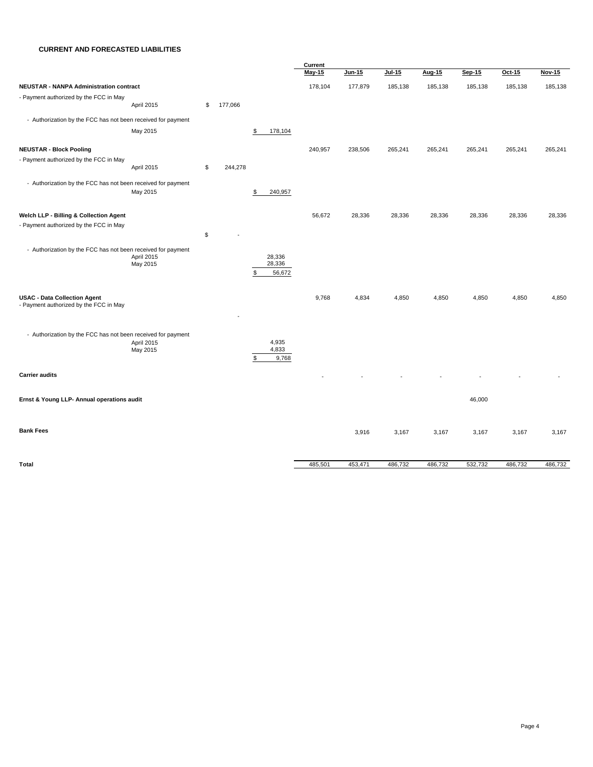**CURRENT AND FORECASTED LIABILITIES**

| | | | | Current May-15 | Jun-15 | Jul-15 | Aug-15 | Sep-15 | Oct-15 | Nov-15 |
|---|---|---|---|---|---|---|---|---|---|---|
| **NEUSTAR - NANPA Administration contract** | | | | 178,104 | 177,879 | 185,138 | 185,138 | 185,138 | 185,138 | 185,138 |
| - Payment authorized by the FCC in May | April 2015 | $ 177,066 | | | | | | | | |
| - Authorization by the FCC has not been received for payment | May 2015 | | $ 178,104 | | | | | | | |
| **NEUSTAR - Block Pooling** | | | | 240,957 | 238,506 | 265,241 | 265,241 | 265,241 | 265,241 | 265,241 |
| - Payment authorized by the FCC in May | April 2015 | $ 244,278 | | | | | | | | |
| - Authorization by the FCC has not been received for payment | May 2015 | | $ 240,957 | | | | | | | |
| **Welch LLP - Billing & Collection Agent** | | | | 56,672 | 28,336 | 28,336 | 28,336 | 28,336 | 28,336 | 28,336 |
| - Payment authorized by the FCC in May | | $ - | | | | | | | | |
| - Authorization by the FCC has not been received for payment | April 2015 | | 28,336 | | | | | | | |
| | May 2015 | | 28,336 | | | | | | | |
| | | | $ 56,672 | | | | | | | |
| **USAC - Data Collection Agent** | | | | 9,768 | 4,834 | 4,850 | 4,850 | 4,850 | 4,850 | 4,850 |
| - Payment authorized by the FCC in May | | - | | | | | | | | |
| - Authorization by the FCC has not been received for payment | April 2015 | | 4,935 | | | | | | | |
| | May 2015 | | 4,833 | | | | | | | |
| | | | $ 9,768 | | | | | | | |
| **Carrier audits** | | | | - | - | - | - | - | - | - |
| **Ernst & Young LLP- Annual operations audit** | | | | | | | | 46,000 | | |
| **Bank Fees** | | | | | 3,916 | 3,167 | 3,167 | 3,167 | 3,167 | 3,167 |
| **Total** | | | | 485,501 | 453,471 | 486,732 | 486,732 | 532,732 | 486,732 | 486,732 |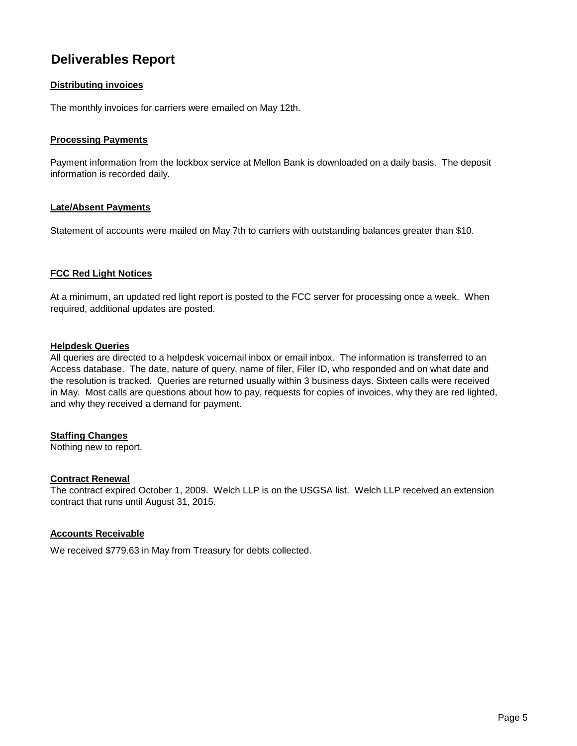# Deliverables Report

**Distributing invoices**

The monthly invoices for carriers were emailed on May 12th.

**Processing Payments**

Payment information from the lockbox service at Mellon Bank is downloaded on a daily basis. The deposit information is recorded daily.

**Late/Absent Payments**

Statement of accounts were mailed on May 7th to carriers with outstanding balances greater than $10.

**FCC Red Light Notices**

At a minimum, an updated red light report is posted to the FCC server for processing once a week. When required, additional updates are posted.

**Helpdesk Queries**

All queries are directed to a helpdesk voicemail inbox or email inbox. The information is transferred to an Access database. The date, nature of query, name of filer, Filer ID, who responded and on what date and the resolution is tracked. Queries are returned usually within 3 business days. Sixteen calls were received in May. Most calls are questions about how to pay, requests for copies of invoices, why they are red lighted, and why they received a demand for payment.

**Staffing Changes**

Nothing new to report.

**Contract Renewal**

The contract expired October 1, 2009. Welch LLP is on the USGSA list. Welch LLP received an extension contract that runs until August 31, 2015.

**Accounts Receivable**

We received $779.63 in May from Treasury for debts collected.